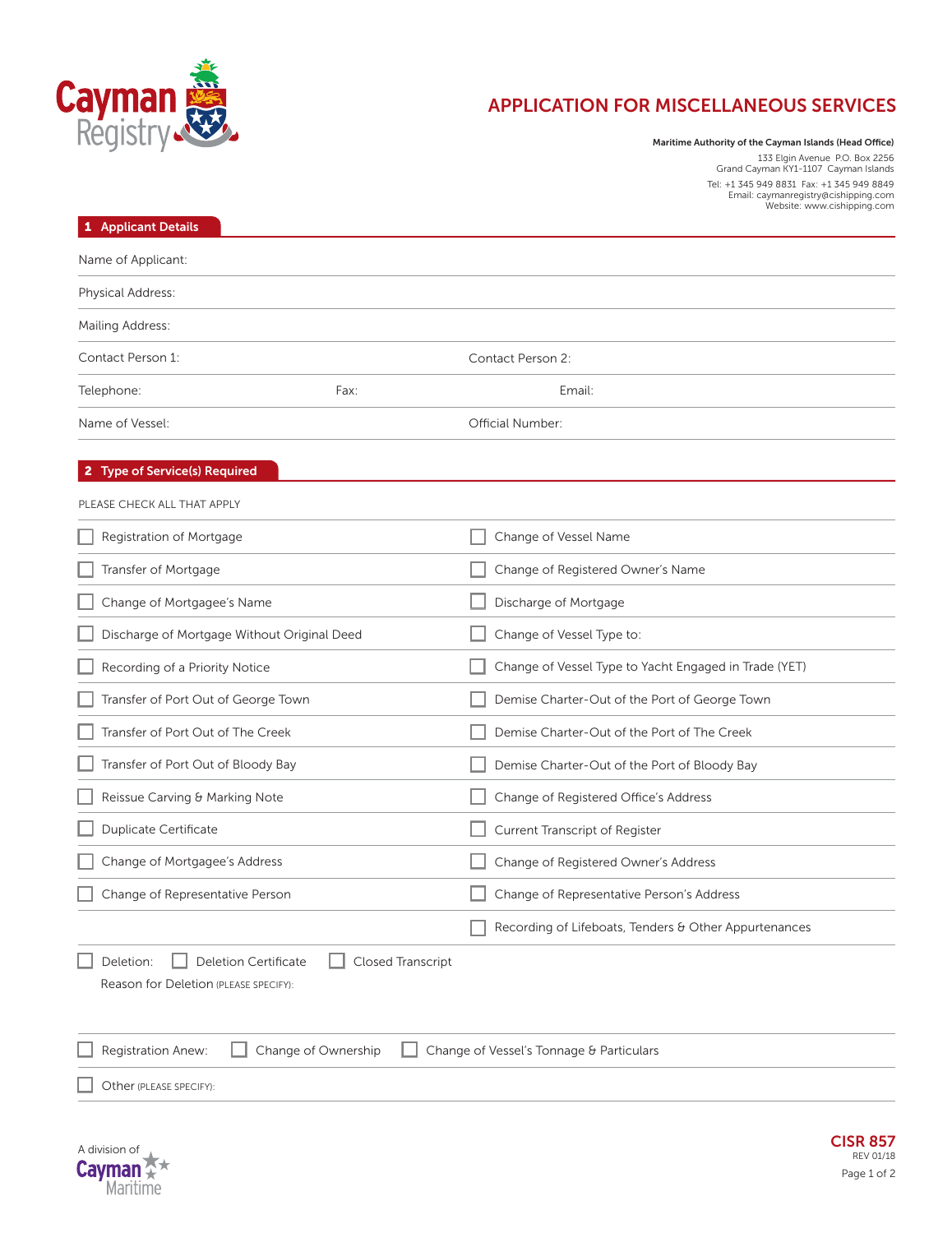Cayman Registry

# APPLICATION FOR MISCELLANEOUS SERVICES

**Maritime Authority of the Cayman Islands (Head Office)**
133 Elgin Avenue P.O. Box 2256
Grand Cayman KY1-1107 Cayman Islands
Tel: +1 345 949 8831 Fax: +1 345 949 8849
Email: caymanregistry@cishipping.com
Website: www.cishipping.com

## 1 Applicant Details

Name of Applicant:

Physical Address:

Mailing Address:

Contact Person 1: Contact Person 2:

Telephone: Fax: Email:

Name of Vessel: Official Number:

## 2 Type of Service(s) Required

PLEASE CHECK ALL THAT APPLY

| | |
|---|---|
| ☐ Registration of Mortgage | ☐ Change of Vessel Name |
| ☐ Transfer of Mortgage | ☐ Change of Registered Owner's Name |
| ☐ Change of Mortgagee's Name | ☐ Discharge of Mortgage |
| ☐ Discharge of Mortgage Without Original Deed | ☐ Change of Vessel Type to: |
| ☐ Recording of a Priority Notice | ☐ Change of Vessel Type to Yacht Engaged in Trade (YET) |
| ☐ Transfer of Port Out of George Town | ☐ Demise Charter-Out of the Port of George Town |
| ☐ Transfer of Port Out of The Creek | ☐ Demise Charter-Out of the Port of The Creek |
| ☐ Transfer of Port Out of Bloody Bay | ☐ Demise Charter-Out of the Port of Bloody Bay |
| ☐ Reissue Carving & Marking Note | ☐ Change of Registered Office's Address |
| ☐ Duplicate Certificate | ☐ Current Transcript of Register |
| ☐ Change of Mortgagee's Address | ☐ Change of Registered Owner's Address |
| ☐ Change of Representative Person | ☐ Change of Representative Person's Address |
| | ☐ Recording of Lifeboats, Tenders & Other Appurtenances |

☐ Deletion: ☐ Deletion Certificate ☐ Closed Transcript

Reason for Deletion (PLEASE SPECIFY):

☐ Registration Anew: ☐ Change of Ownership ☐ Change of Vessel's Tonnage & Particulars

☐ Other (PLEASE SPECIFY):

A division of Cayman Maritime

CISR 857
REV 01/18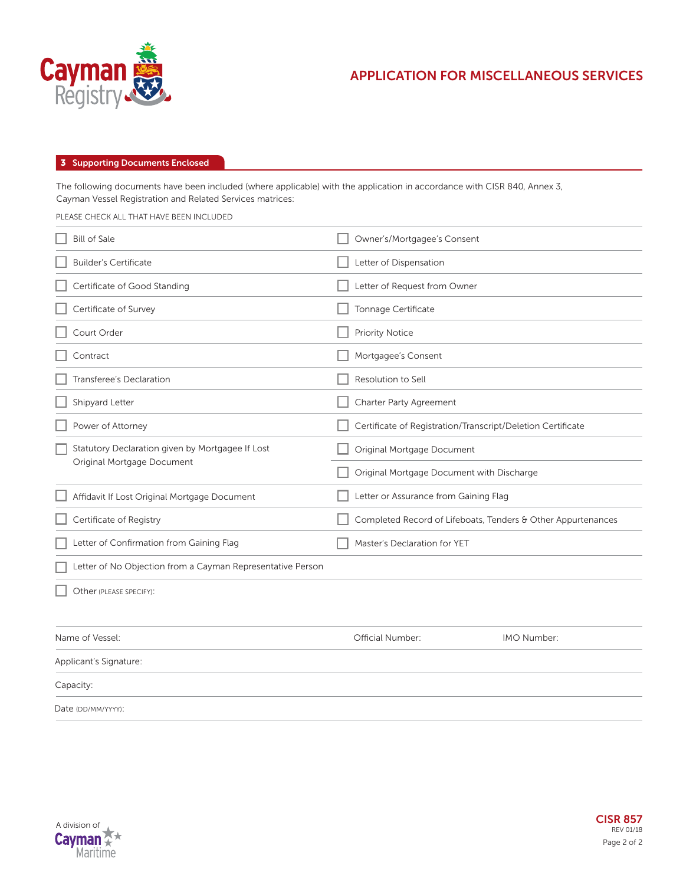## APPLICATION FOR MISCELLANEOUS SERVICES

### 3 Supporting Documents Enclosed

The following documents have been included (where applicable) with the application in accordance with CISR 840, Annex 3, Cayman Vessel Registration and Related Services matrices:

PLEASE CHECK ALL THAT HAVE BEEN INCLUDED

| | |
|---|---|
| ☐ Bill of Sale | ☐ Owner's/Mortgagee's Consent |
| ☐ Builder's Certificate | ☐ Letter of Dispensation |
| ☐ Certificate of Good Standing | ☐ Letter of Request from Owner |
| ☐ Certificate of Survey | ☐ Tonnage Certificate |
| ☐ Court Order | ☐ Priority Notice |
| ☐ Contract | ☐ Mortgagee's Consent |
| ☐ Transferee's Declaration | ☐ Resolution to Sell |
| ☐ Shipyard Letter | ☐ Charter Party Agreement |
| ☐ Power of Attorney | ☐ Certificate of Registration/Transcript/Deletion Certificate |
| ☐ Statutory Declaration given by Mortgagee If Lost Original Mortgage Document | ☐ Original Mortgage Document<br>☐ Original Mortgage Document with Discharge |
| ☐ Affidavit If Lost Original Mortgage Document | ☐ Letter or Assurance from Gaining Flag |
| ☐ Certificate of Registry | ☐ Completed Record of Lifeboats, Tenders & Other Appurtenances |
| ☐ Letter of Confirmation from Gaining Flag | ☐ Master's Declaration for YET |
| ☐ Letter of No Objection from a Cayman Representative Person | |
| ☐ Other (PLEASE SPECIFY): | |

| | | |
|---|---|---|
| Name of Vessel: | Official Number: | IMO Number: |
| Applicant's Signature: | | |
| Capacity: | | |
| Date (DD/MM/YYYY): | | |

A division of Cayman Maritime

CISR 857
REV 01/18